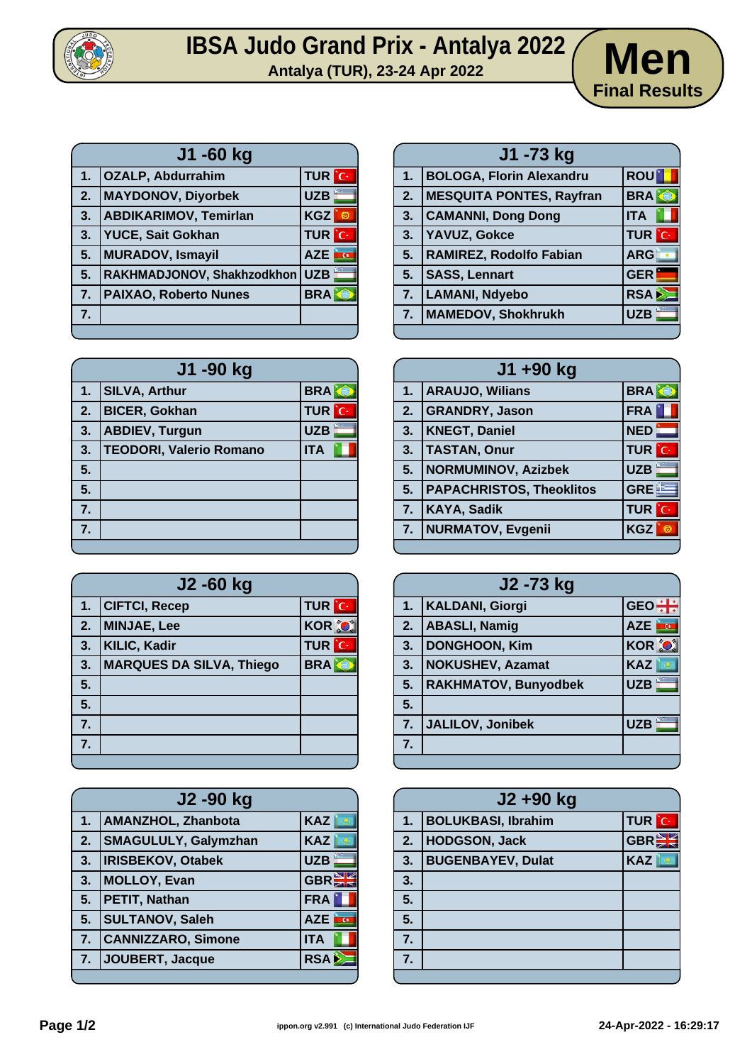# IBSA Judo Grand Prix - Antalya 2022

Antalya (TUR), 23-24 Apr 2022

## Men
### Final Results

### J1 -60 kg

| | | |
|---|---|---|
| 1. | OZALP, Abdurrahim | TUR |
| 2. | MAYDONOV, Diyorbek | UZB |
| 3. | ABDIKARIMOV, Temirlan | KGZ |
| 3. | YUCE, Sait Gokhan | TUR |
| 5. | MURADOV, Ismayil | AZE |
| 5. | RAKHMADJONOV, Shakhzodkhon | UZB |
| 7. | PAIXAO, Roberto Nunes | BRA |
| 7. | | |

### J1 -73 kg

| | | |
|---|---|---|
| 1. | BOLOGA, Florin Alexandru | ROU |
| 2. | MESQUITA PONTES, Rayfran | BRA |
| 3. | CAMANNI, Dong Dong | ITA |
| 3. | YAVUZ, Gokce | TUR |
| 5. | RAMIREZ, Rodolfo Fabian | ARG |
| 5. | SASS, Lennart | GER |
| 7. | LAMANI, Ndyebo | RSA |
| 7. | MAMEDOV, Shokhrukh | UZB |

### J1 -90 kg

| | | |
|---|---|---|
| 1. | SILVA, Arthur | BRA |
| 2. | BICER, Gokhan | TUR |
| 3. | ABDIEV, Turgun | UZB |
| 3. | TEODORI, Valerio Romano | ITA |
| 5. | | |
| 5. | | |
| 7. | | |
| 7. | | |

### J1 +90 kg

| | | |
|---|---|---|
| 1. | ARAUJO, Wilians | BRA |
| 2. | GRANDRY, Jason | FRA |
| 3. | KNEGT, Daniel | NED |
| 3. | TASTAN, Onur | TUR |
| 5. | NORMUMINOV, Azizbek | UZB |
| 5. | PAPACHRISTOS, Theoklitos | GRE |
| 7. | KAYA, Sadik | TUR |
| 7. | NURMATOV, Evgenii | KGZ |

### J2 -60 kg

| | | |
|---|---|---|
| 1. | CIFTCI, Recep | TUR |
| 2. | MINJAE, Lee | KOR |
| 3. | KILIC, Kadir | TUR |
| 3. | MARQUES DA SILVA, Thiego | BRA |
| 5. | | |
| 5. | | |
| 7. | | |
| 7. | | |

### J2 -73 kg

| | | |
|---|---|---|
| 1. | KALDANI, Giorgi | GEO |
| 2. | ABASLI, Namig | AZE |
| 3. | DONGHOON, Kim | KOR |
| 3. | NOKUSHEV, Azamat | KAZ |
| 5. | RAKHMATOV, Bunyodbek | UZB |
| 5. | | |
| 7. | JALILOV, Jonibek | UZB |
| 7. | | |

### J2 -90 kg

| | | |
|---|---|---|
| 1. | AMANZHOL, Zhanbota | KAZ |
| 2. | SMAGULULY, Galymzhan | KAZ |
| 3. | IRISBEKOV, Otabek | UZB |
| 3. | MOLLOY, Evan | GBR |
| 5. | PETIT, Nathan | FRA |
| 5. | SULTANOV, Saleh | AZE |
| 7. | CANNIZZARO, Simone | ITA |
| 7. | JOUBERT, Jacque | RSA |

### J2 +90 kg

| | | |
|---|---|---|
| 1. | BOLUKBASI, Ibrahim | TUR |
| 2. | HODGSON, Jack | GBR |
| 3. | BUGENBAYEV, Dulat | KAZ |
| 3. | | |
| 5. | | |
| 5. | | |
| 7. | | |
| 7. | | |

ippon.org v2.991 (c) International Judo Federation IJF — 24-Apr-2022 - 16:29:17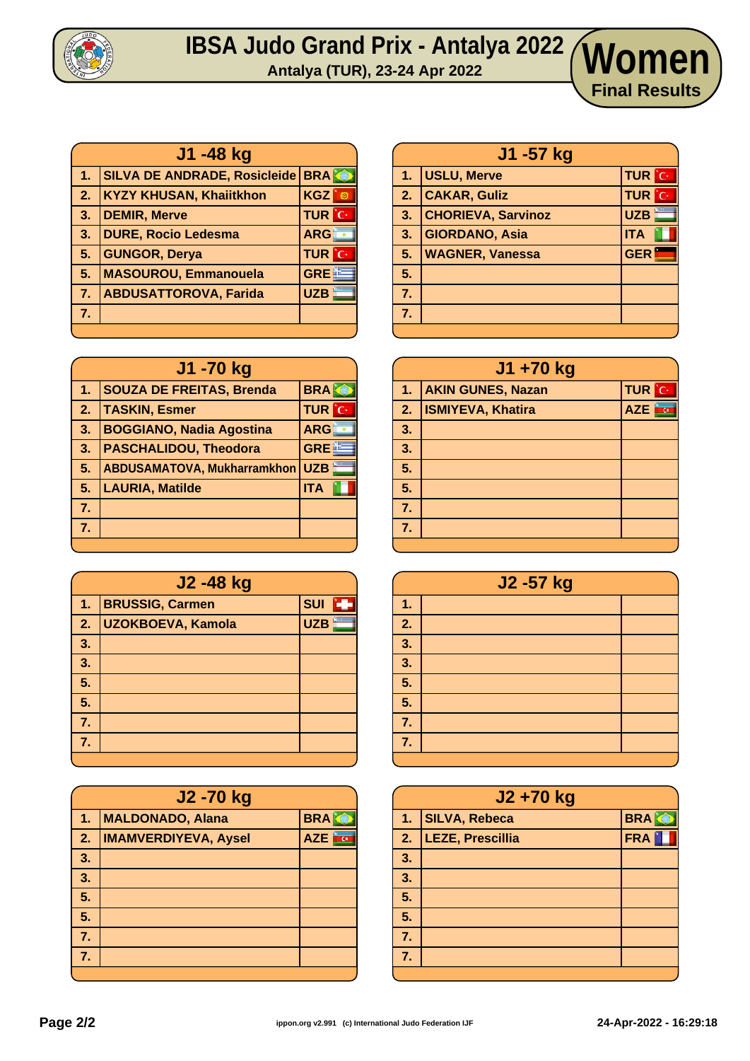# IBSA Judo Grand Prix - Antalya 2022

**Antalya (TUR), 23-24 Apr 2022**

## Women

**Final Results**

### J1 -48 kg

| | | |
|---|---|---|
| 1. | SILVA DE ANDRADE, Rosicleide | BRA |
| 2. | KYZY KHUSAN, Khaiitkhon | KGZ |
| 3. | DEMIR, Merve | TUR |
| 3. | DURE, Rocio Ledesma | ARG |
| 5. | GUNGOR, Derya | TUR |
| 5. | MASOUROU, Emmanouela | GRE |
| 7. | ABDUSATTOROVA, Farida | UZB |
| 7. | | |

### J1 -57 kg

| | | |
|---|---|---|
| 1. | USLU, Merve | TUR |
| 2. | CAKAR, Guliz | TUR |
| 3. | CHORIEVA, Sarvinoz | UZB |
| 3. | GIORDANO, Asia | ITA |
| 5. | WAGNER, Vanessa | GER |
| 5. | | |
| 7. | | |
| 7. | | |

### J1 -70 kg

| | | |
|---|---|---|
| 1. | SOUZA DE FREITAS, Brenda | BRA |
| 2. | TASKIN, Esmer | TUR |
| 3. | BOGGIANO, Nadia Agostina | ARG |
| 3. | PASCHALIDOU, Theodora | GRE |
| 5. | ABDUSAMATOVA, Mukharramkhon | UZB |
| 5. | LAURIA, Matilde | ITA |
| 7. | | |
| 7. | | |

### J1 +70 kg

| | | |
|---|---|---|
| 1. | AKIN GUNES, Nazan | TUR |
| 2. | ISMIYEVA, Khatira | AZE |
| 3. | | |
| 3. | | |
| 5. | | |
| 5. | | |
| 7. | | |
| 7. | | |

### J2 -48 kg

| | | |
|---|---|---|
| 1. | BRUSSIG, Carmen | SUI |
| 2. | UZOKBOEVA, Kamola | UZB |
| 3. | | |
| 3. | | |
| 5. | | |
| 5. | | |
| 7. | | |
| 7. | | |

### J2 -57 kg

| | | |
|---|---|---|
| 1. | | |
| 2. | | |
| 3. | | |
| 3. | | |
| 5. | | |
| 5. | | |
| 7. | | |
| 7. | | |

### J2 -70 kg

| | | |
|---|---|---|
| 1. | MALDONADO, Alana | BRA |
| 2. | IMAMVERDIYEVA, Aysel | AZE |
| 3. | | |
| 3. | | |
| 5. | | |
| 5. | | |
| 7. | | |
| 7. | | |

### J2 +70 kg

| | | |
|---|---|---|
| 1. | SILVA, Rebeca | BRA |
| 2. | LEZE, Prescillia | FRA |
| 3. | | |
| 3. | | |
| 5. | | |
| 5. | | |
| 7. | | |
| 7. | | |

ippon.org v2.991 (c) International Judo Federation IJF

24-Apr-2022 - 16:29:18